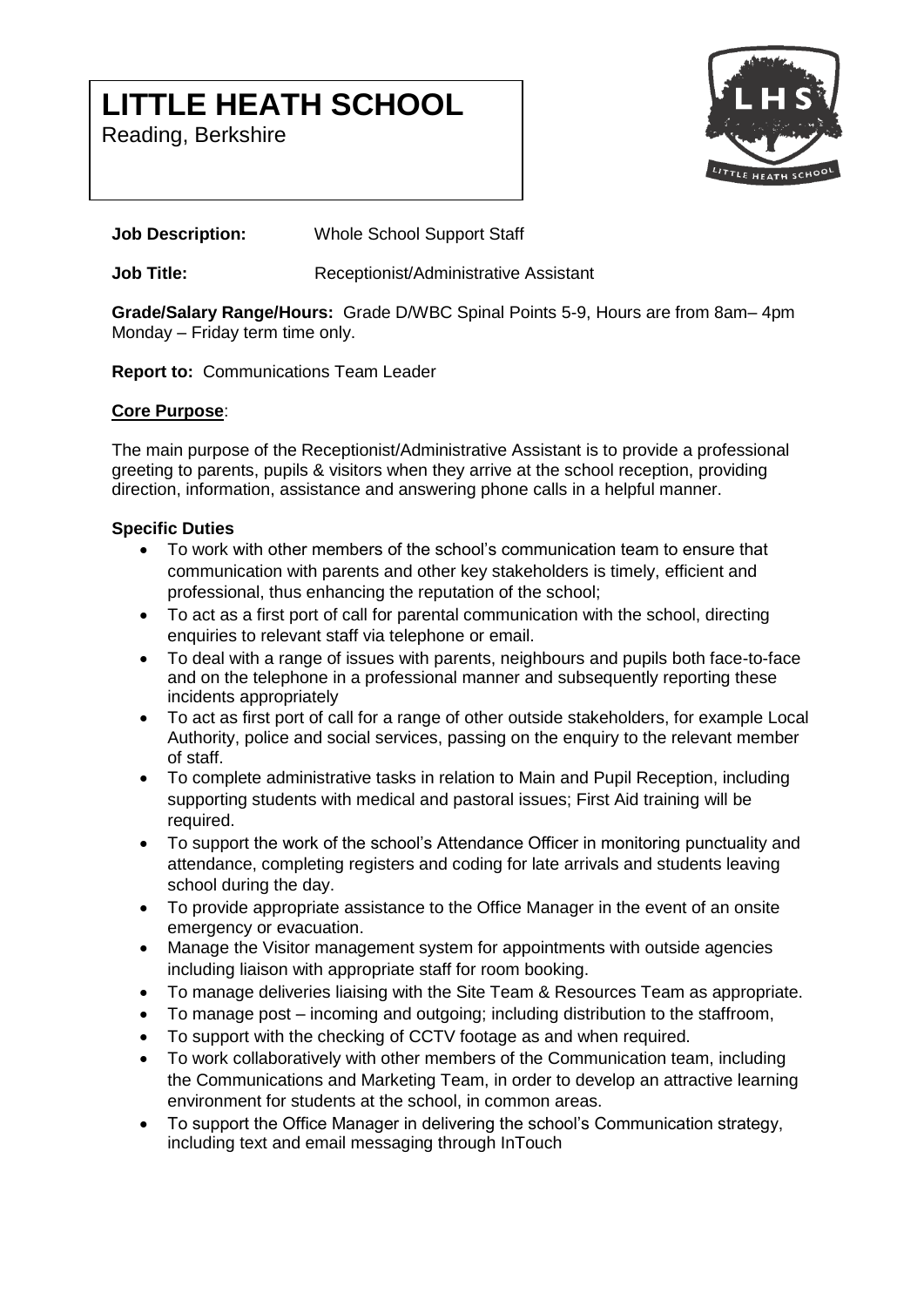# LITTLE HEATH SCHOOL

Reading, Berkshire

**Job Description:** Whole School Support Staff

**Job Title:** Receptionist/Administrative Assistant

**Grade/Salary Range/Hours:** Grade D/WBC Spinal Points 5-9, Hours are from 8am– 4pm Monday – Friday term time only.

**Report to:** Communications Team Leader

**Core Purpose**:

The main purpose of the Receptionist/Administrative Assistant is to provide a professional greeting to parents, pupils & visitors when they arrive at the school reception, providing direction, information, assistance and answering phone calls in a helpful manner.

**Specific Duties**

- To work with other members of the school's communication team to ensure that communication with parents and other key stakeholders is timely, efficient and professional, thus enhancing the reputation of the school;
- To act as a first port of call for parental communication with the school, directing enquiries to relevant staff via telephone or email.
- To deal with a range of issues with parents, neighbours and pupils both face-to-face and on the telephone in a professional manner and subsequently reporting these incidents appropriately
- To act as first port of call for a range of other outside stakeholders, for example Local Authority, police and social services, passing on the enquiry to the relevant member of staff.
- To complete administrative tasks in relation to Main and Pupil Reception, including supporting students with medical and pastoral issues; First Aid training will be required.
- To support the work of the school's Attendance Officer in monitoring punctuality and attendance, completing registers and coding for late arrivals and students leaving school during the day.
- To provide appropriate assistance to the Office Manager in the event of an onsite emergency or evacuation.
- Manage the Visitor management system for appointments with outside agencies including liaison with appropriate staff for room booking.
- To manage deliveries liaising with the Site Team & Resources Team as appropriate.
- To manage post – incoming and outgoing; including distribution to the staffroom,
- To support with the checking of CCTV footage as and when required.
- To work collaboratively with other members of the Communication team, including the Communications and Marketing Team, in order to develop an attractive learning environment for students at the school, in common areas.
- To support the Office Manager in delivering the school's Communication strategy, including text and email messaging through InTouch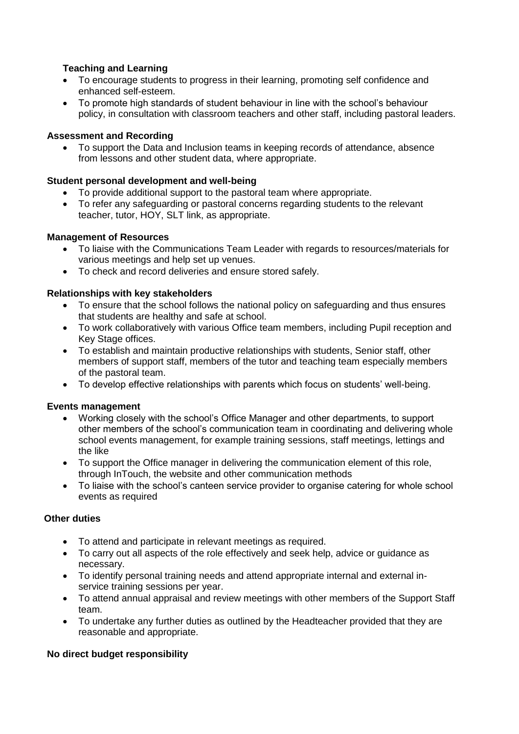**Teaching and Learning**

- To encourage students to progress in their learning, promoting self confidence and enhanced self-esteem.
- To promote high standards of student behaviour in line with the school's behaviour policy, in consultation with classroom teachers and other staff, including pastoral leaders.

**Assessment and Recording**

- To support the Data and Inclusion teams in keeping records of attendance, absence from lessons and other student data, where appropriate.

**Student personal development and well-being**

- To provide additional support to the pastoral team where appropriate.
- To refer any safeguarding or pastoral concerns regarding students to the relevant teacher, tutor, HOY, SLT link, as appropriate.

**Management of Resources**

- To liaise with the Communications Team Leader with regards to resources/materials for various meetings and help set up venues.
- To check and record deliveries and ensure stored safely.

**Relationships with key stakeholders**

- To ensure that the school follows the national policy on safeguarding and thus ensures that students are healthy and safe at school.
- To work collaboratively with various Office team members, including Pupil reception and Key Stage offices.
- To establish and maintain productive relationships with students, Senior staff, other members of support staff, members of the tutor and teaching team especially members of the pastoral team.
- To develop effective relationships with parents which focus on students' well-being.

**Events management**

- Working closely with the school's Office Manager and other departments, to support other members of the school's communication team in coordinating and delivering whole school events management, for example training sessions, staff meetings, lettings and the like
- To support the Office manager in delivering the communication element of this role, through InTouch, the website and other communication methods
- To liaise with the school's canteen service provider to organise catering for whole school events as required

**Other duties**

- To attend and participate in relevant meetings as required.
- To carry out all aspects of the role effectively and seek help, advice or guidance as necessary.
- To identify personal training needs and attend appropriate internal and external in-service training sessions per year.
- To attend annual appraisal and review meetings with other members of the Support Staff team.
- To undertake any further duties as outlined by the Headteacher provided that they are reasonable and appropriate.

**No direct budget responsibility**